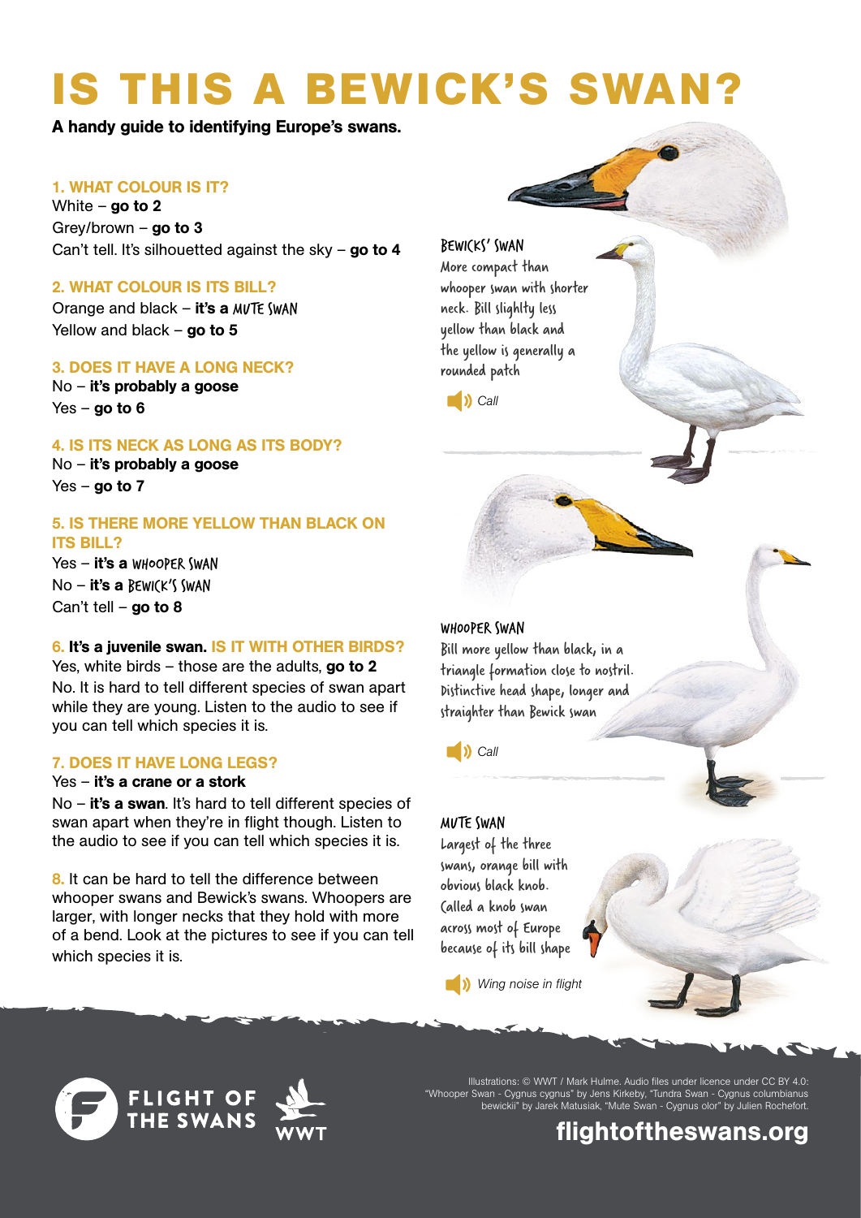# IS THIS A BEWICK'S SWAN?

**A handy guide to identifying Europe's swans.**

### 1. WHAT COLOUR IS IT?

White – **go to 2**
Grey/brown – **go to 3**
Can't tell. It's silhouetted against the sky – **go to 4**

### 2. WHAT COLOUR IS ITS BILL?

Orange and black – **it's a MUTE SWAN**
Yellow and black – **go to 5**

### 3. DOES IT HAVE A LONG NECK?

No – **it's probably a goose**
Yes – **go to 6**

### 4. IS ITS NECK AS LONG AS ITS BODY?

No – **it's probably a goose**
Yes – **go to 7**

### 5. IS THERE MORE YELLOW THAN BLACK ON ITS BILL?

Yes – **it's a WHOOPER SWAN**
No – **it's a BEWICK'S SWAN**
Can't tell – **go to 8**

### 6. It's a juvenile swan. IS IT WITH OTHER BIRDS?

Yes, white birds – those are the adults, **go to 2**
No. It is hard to tell different species of swan apart while they are young. Listen to the audio to see if you can tell which species it is.

### 7. DOES IT HAVE LONG LEGS?

Yes – **it's a crane or a stork**
No – **it's a swan**. It's hard to tell different species of swan apart when they're in flight though. Listen to the audio to see if you can tell which species it is.

**8.** It can be hard to tell the difference between whooper swans and Bewick's swans. Whoopers are larger, with longer necks that they hold with more of a bend. Look at the pictures to see if you can tell which species it is.

#### BEWICKS' SWAN

More compact than whooper swan with shorter neck. Bill slighlty less yellow than black and the yellow is generally a rounded patch

*Call*

#### WHOOPER SWAN

Bill more yellow than black, in a triangle formation close to nostril. Distinctive head shape, longer and straighter than Bewick swan

*Call*

#### MUTE SWAN

Largest of the three swans, orange bill with obvious black knob. Called a knob swan across most of Europe because of its bill shape

*Wing noise in flight*

FLIGHT OF THE SWANS — WWT

Illustrations: © WWT / Mark Hulme. Audio files under licence under CC BY 4.0: "Whooper Swan - Cygnus cygnus" by Jens Kirkeby, "Tundra Swan - Cygnus columbianus bewickii" by Jarek Matusiak, "Mute Swan - Cygnus olor" by Julien Rochefort.

**flightoftheswans.org**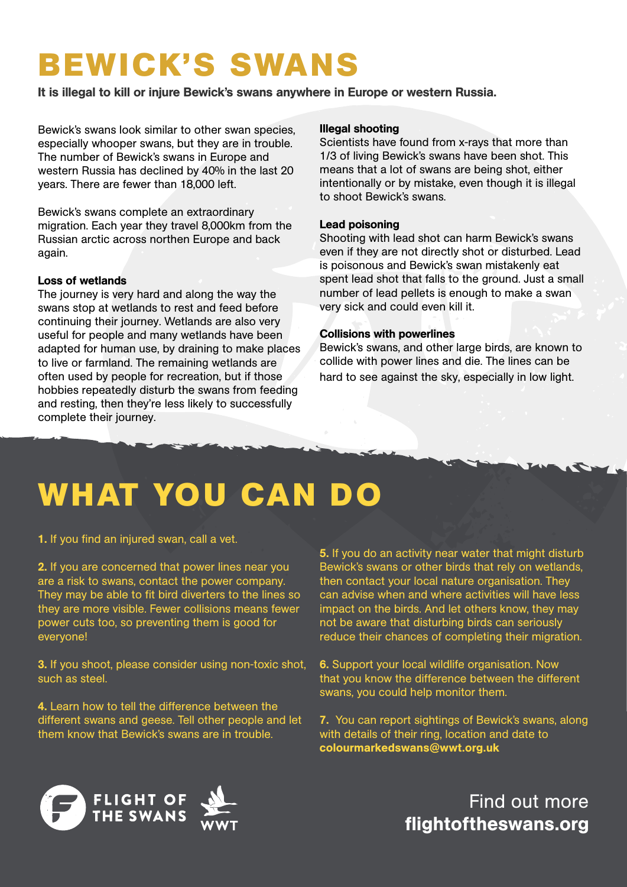# BEWICK'S SWANS

**It is illegal to kill or injure Bewick's swans anywhere in Europe or western Russia.**

Bewick's swans look similar to other swan species, especially whooper swans, but they are in trouble. The number of Bewick's swans in Europe and western Russia has declined by 40% in the last 20 years. There are fewer than 18,000 left.

Bewick's swans complete an extraordinary migration. Each year they travel 8,000km from the Russian arctic across northen Europe and back again.

### Loss of wetlands

The journey is very hard and along the way the swans stop at wetlands to rest and feed before continuing their journey. Wetlands are also very useful for people and many wetlands have been adapted for human use, by draining to make places to live or farmland. The remaining wetlands are often used by people for recreation, but if those hobbies repeatedly disturb the swans from feeding and resting, then they're less likely to successfully complete their journey.

### Illegal shooting

Scientists have found from x-rays that more than 1/3 of living Bewick's swans have been shot. This means that a lot of swans are being shot, either intentionally or by mistake, even though it is illegal to shoot Bewick's swans.

### Lead poisoning

Shooting with lead shot can harm Bewick's swans even if they are not directly shot or disturbed. Lead is poisonous and Bewick's swan mistakenly eat spent lead shot that falls to the ground. Just a small number of lead pellets is enough to make a swan very sick and could even kill it.

### Collisions with powerlines

Bewick's swans, and other large birds, are known to collide with power lines and die. The lines can be hard to see against the sky, especially in low light.

# WHAT YOU CAN DO

**1.** If you find an injured swan, call a vet.

**2.** If you are concerned that power lines near you are a risk to swans, contact the power company. They may be able to fit bird diverters to the lines so they are more visible. Fewer collisions means fewer power cuts too, so preventing them is good for everyone!

**3.** If you shoot, please consider using non-toxic shot, such as steel.

**4.** Learn how to tell the difference between the different swans and geese. Tell other people and let them know that Bewick's swans are in trouble.

**5.** If you do an activity near water that might disturb Bewick's swans or other birds that rely on wetlands, then contact your local nature organisation. They can advise when and where activities will have less impact on the birds. And let others know, they may not be aware that disturbing birds can seriously reduce their chances of completing their migration.

**6.** Support your local wildlife organisation. Now that you know the difference between the different swans, you could help monitor them.

**7.** You can report sightings of Bewick's swans, along with details of their ring, location and date to **colourmarkedswans@wwt.org.uk**

FLIGHT OF THE SWANS

WWT

Find out more
**flightoftheswans.org**